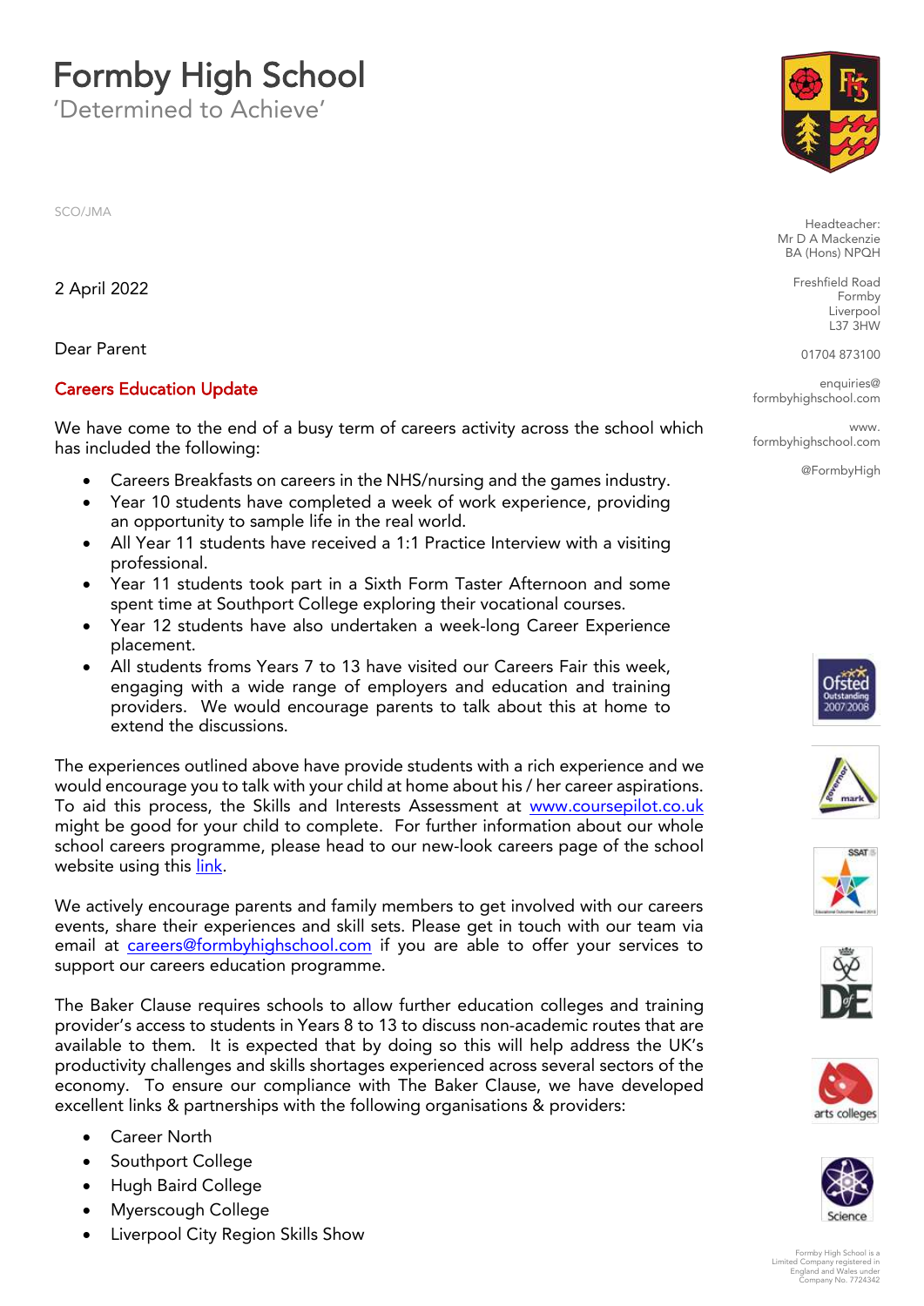# Formby High School

'Determined to Achieve'

SCO/JMA

Headteacher:
Mr D A Mackenzie
BA (Hons) NPQH

Freshfield Road
Formby
Liverpool
L37 3HW

01704 873100

enquiries@formbyhighschool.com

www.formbyhighschool.com

@FormbyHigh

2 April 2022

Dear Parent

## Careers Education Update

We have come to the end of a busy term of careers activity across the school which has included the following:

- Careers Breakfasts on careers in the NHS/nursing and the games industry.
- Year 10 students have completed a week of work experience, providing an opportunity to sample life in the real world.
- All Year 11 students have received a 1:1 Practice Interview with a visiting professional.
- Year 11 students took part in a Sixth Form Taster Afternoon and some spent time at Southport College exploring their vocational courses.
- Year 12 students have also undertaken a week-long Career Experience placement.
- All students froms Years 7 to 13 have visited our Careers Fair this week, engaging with a wide range of employers and education and training providers. We would encourage parents to talk about this at home to extend the discussions.

The experiences outlined above have provide students with a rich experience and we would encourage you to talk with your child at home about his / her career aspirations. To aid this process, the Skills and Interests Assessment at [www.coursepilot.co.uk](www.coursepilot.co.uk) might be good for your child to complete. For further information about our whole school careers programme, please head to our new-look careers page of the school website using this link.

We actively encourage parents and family members to get involved with our careers events, share their experiences and skill sets. Please get in touch with our team via email at careers@formbyhighschool.com if you are able to offer your services to support our careers education programme.

The Baker Clause requires schools to allow further education colleges and training provider's access to students in Years 8 to 13 to discuss non-academic routes that are available to them. It is expected that by doing so this will help address the UK's productivity challenges and skills shortages experienced across several sectors of the economy. To ensure our compliance with The Baker Clause, we have developed excellent links & partnerships with the following organisations & providers:

- Career North
- Southport College
- Hugh Baird College
- Myerscough College
- Liverpool City Region Skills Show

Formby High School is a Limited Company registered in England and Wales under Company No. 7724342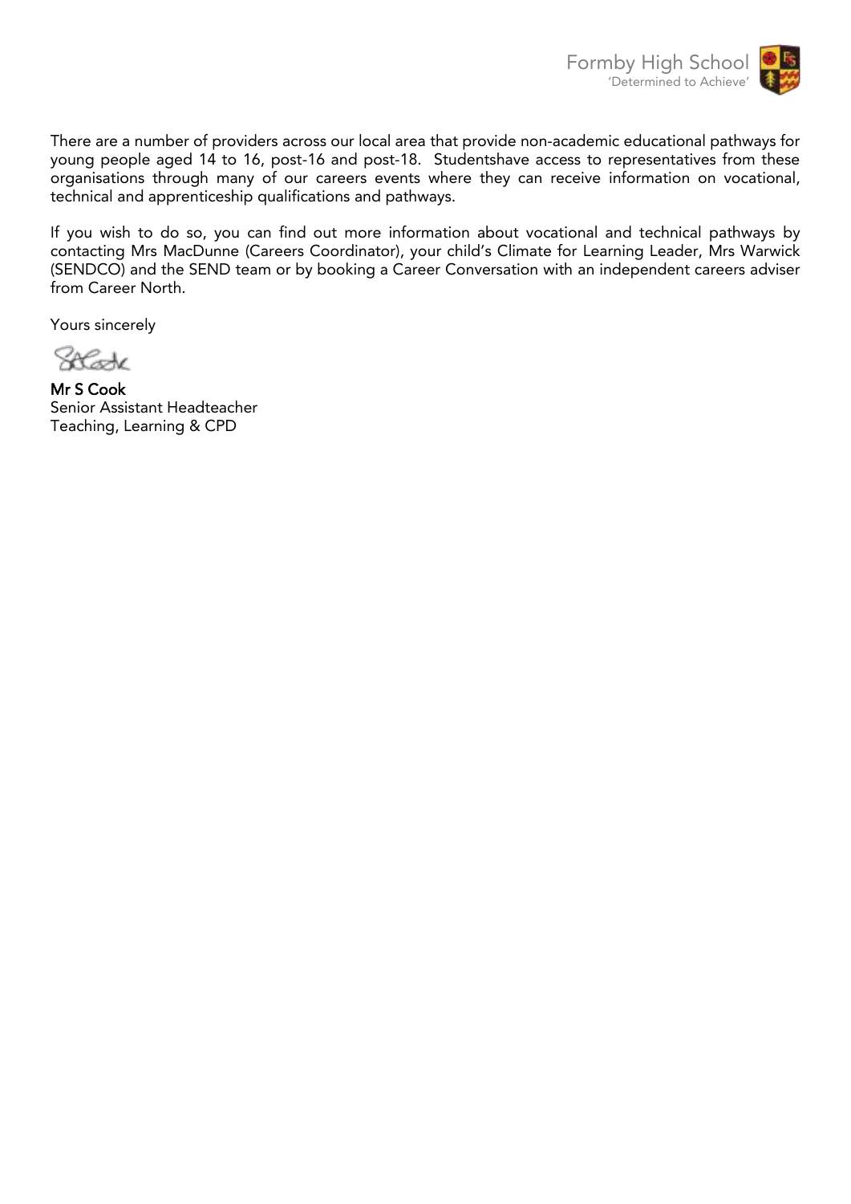There are a number of providers across our local area that provide non-academic educational pathways for young people aged 14 to 16, post-16 and post-18. Studentshave access to representatives from these organisations through many of our careers events where they can receive information on vocational, technical and apprenticeship qualifications and pathways.

If you wish to do so, you can find out more information about vocational and technical pathways by contacting Mrs MacDunne (Careers Coordinator), your child's Climate for Learning Leader, Mrs Warwick (SENDCO) and the SEND team or by booking a Career Conversation with an independent careers adviser from Career North.

Yours sincerely

**Mr S Cook**
Senior Assistant Headteacher
Teaching, Learning & CPD